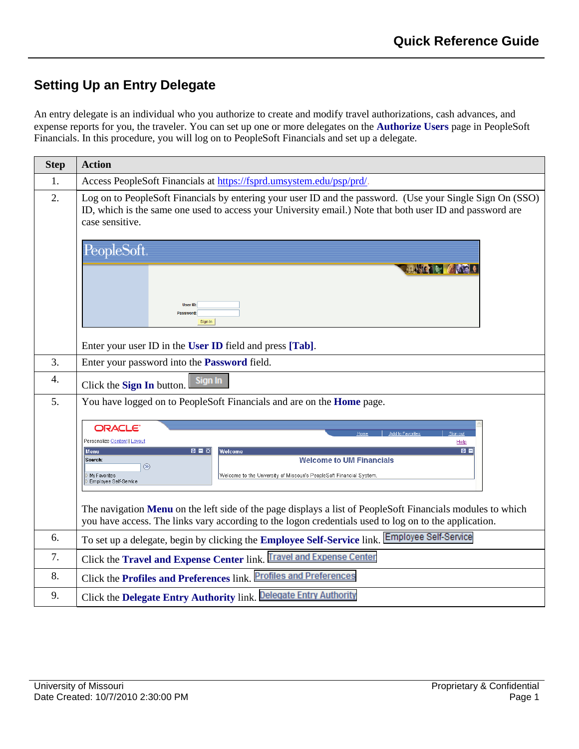## Setting Up an Entry Delegate

An entry delegate is an individual who you authorize to create and modify travel authorizations, cash advances, and expense reports for you, the traveler. You can set up one or more delegates on the **Authorize Users** page in PeopleSoft Financials. In this procedure, you will log on to PeopleSoft Financials and set up a delegate.

| Step | Action |
| --- | --- |
| 1. | Access PeopleSoft Financials at https://fsprd.umsystem.edu/psp/prd/. |
| 2. | Log on to PeopleSoft Financials by entering your user ID and the password. (Use your Single Sign On (SSO) ID, which is the same one used to access your University email.) Note that both user ID and password are case sensitive. Enter your user ID in the **User ID** field and press **[Tab]**. |
| 3. | Enter your password into the **Password** field. |
| 4. | Click the **Sign In** button. |
| 5. | You have logged on to PeopleSoft Financials and are on the **Home** page. The navigation **Menu** on the left side of the page displays a list of PeopleSoft Financials modules to which you have access. The links vary according to the logon credentials used to log on to the application. |
| 6. | To set up a delegate, begin by clicking the **Employee Self-Service** link. |
| 7. | Click the **Travel and Expense Center** link. |
| 8. | Click the **Profiles and Preferences** link. |
| 9. | Click the **Delegate Entry Authority** link. |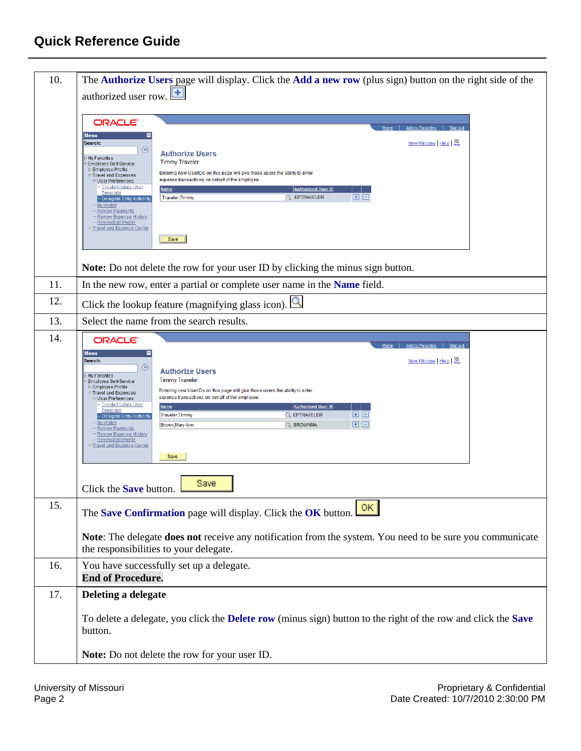| | |
|---|---|
| 10. | The **Authorize Users** page will display. Click the **Add a new row** (plus sign) button on the right side of the authorized user row. <br><br> **Note:** Do not delete the row for your user ID by clicking the minus sign button. |
| 11. | In the new row, enter a partial or complete user name in the **Name** field. |
| 12. | Click the lookup feature (magnifying glass icon). |
| 13. | Select the name from the search results. |
| 14. | Click the **Save** button. |
| 15. | The **Save Confirmation** page will display. Click the **OK** button. <br><br> **Note**: The delegate **does not** receive any notification from the system. You need to be sure you communicate the responsibilities to your delegate. |
| 16. | You have successfully set up a delegate. <br> **End of Procedure.** |
| 17. | **Deleting a delegate** <br><br> To delete a delegate, you click the **Delete row** (minus sign) button to the right of the row and click the **Save** button. <br><br> **Note:** Do not delete the row for your user ID. |